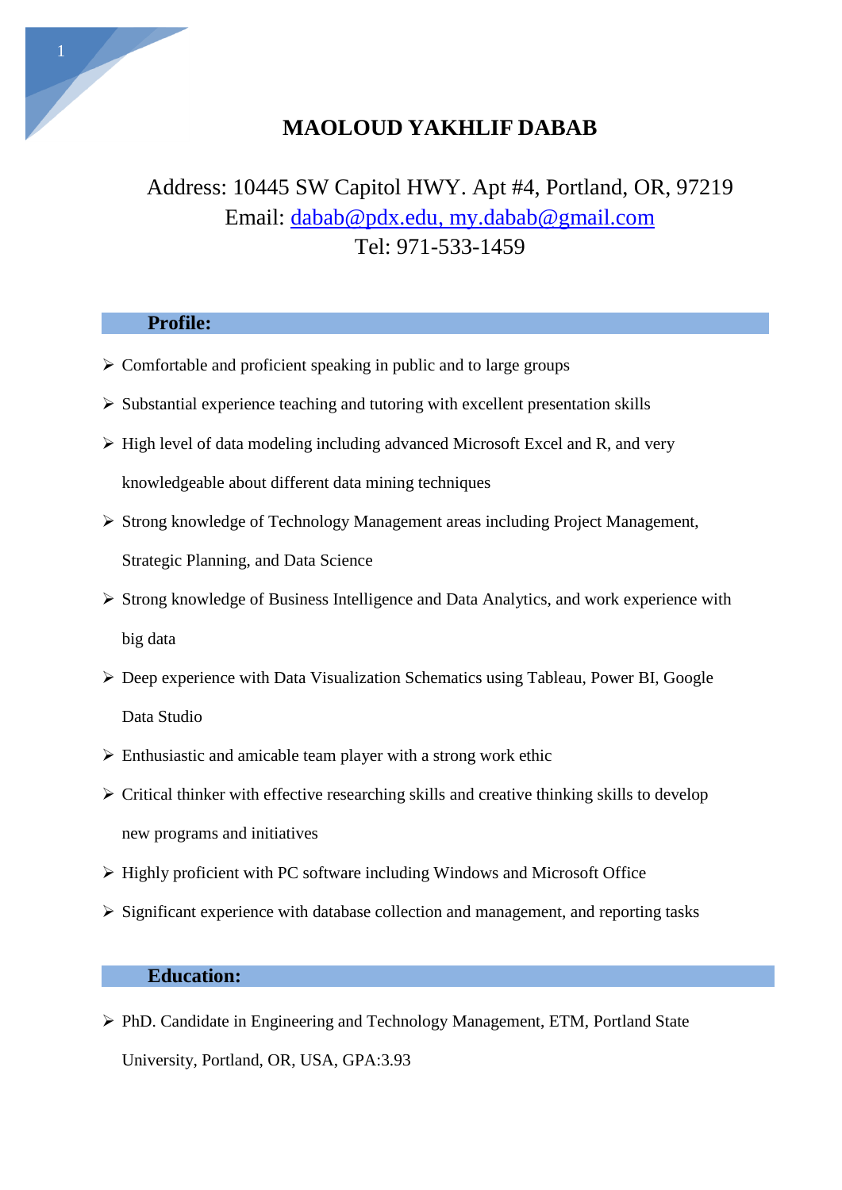# MAOLOUD YAKHLIF DABAB

Address: 10445 SW Capitol HWY. Apt #4, Portland, OR, 97219
Email: dabab@pdx.edu, my.dabab@gmail.com
Tel: 971-533-1459

## Profile:

- Comfortable and proficient speaking in public and to large groups
- Substantial experience teaching and tutoring with excellent presentation skills
- High level of data modeling including advanced Microsoft Excel and R, and very knowledgeable about different data mining techniques
- Strong knowledge of Technology Management areas including Project Management, Strategic Planning, and Data Science
- Strong knowledge of Business Intelligence and Data Analytics, and work experience with big data
- Deep experience with Data Visualization Schematics using Tableau, Power BI, Google Data Studio
- Enthusiastic and amicable team player with a strong work ethic
- Critical thinker with effective researching skills and creative thinking skills to develop new programs and initiatives
- Highly proficient with PC software including Windows and Microsoft Office
- Significant experience with database collection and management, and reporting tasks

## Education:

- PhD. Candidate in Engineering and Technology Management, ETM, Portland State University, Portland, OR, USA, GPA:3.93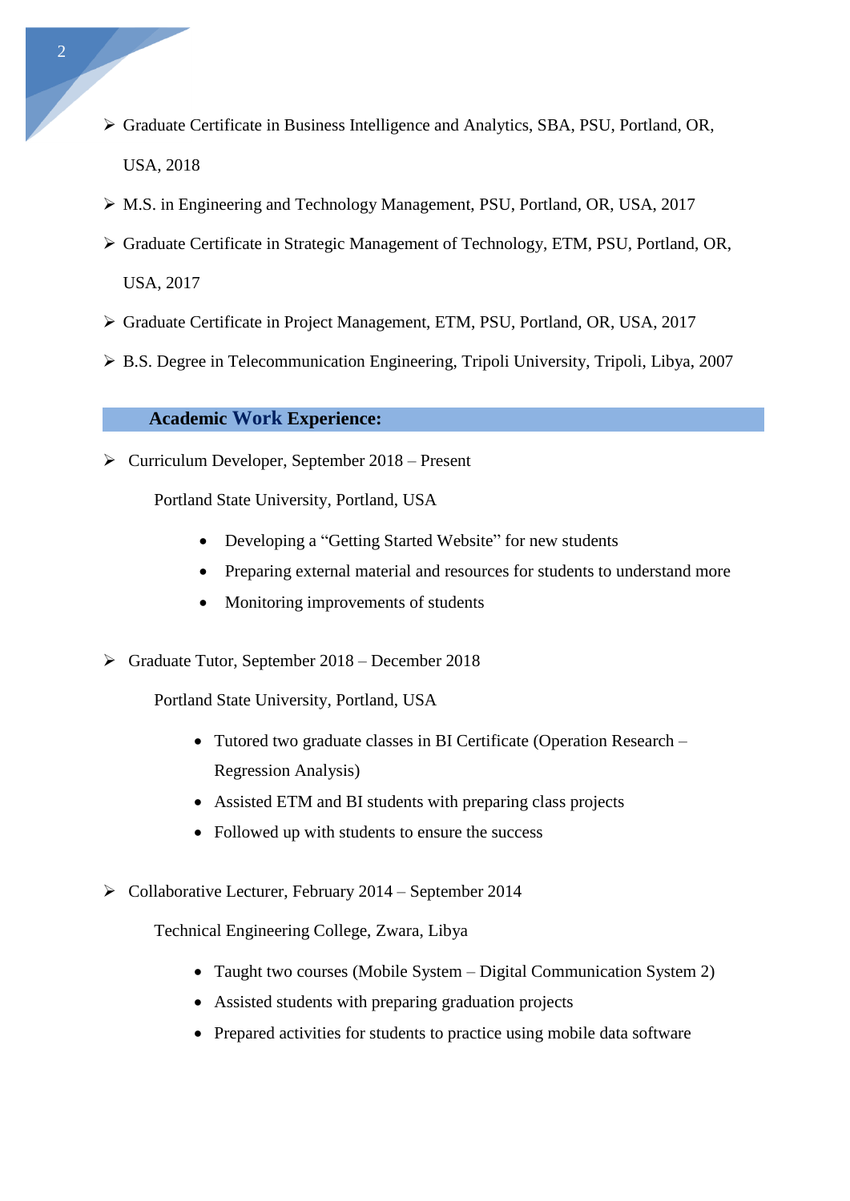- Graduate Certificate in Business Intelligence and Analytics, SBA, PSU, Portland, OR, USA, 2018
- M.S. in Engineering and Technology Management, PSU, Portland, OR, USA, 2017
- Graduate Certificate in Strategic Management of Technology, ETM, PSU, Portland, OR, USA, 2017
- Graduate Certificate in Project Management, ETM, PSU, Portland, OR, USA, 2017
- B.S. Degree in Telecommunication Engineering, Tripoli University, Tripoli, Libya, 2007

## Academic Work Experience:

- Curriculum Developer, September 2018 – Present

  Portland State University, Portland, USA

  - Developing a "Getting Started Website" for new students
  - Preparing external material and resources for students to understand more
  - Monitoring improvements of students

- Graduate Tutor, September 2018 – December 2018

  Portland State University, Portland, USA

  - Tutored two graduate classes in BI Certificate (Operation Research – Regression Analysis)
  - Assisted ETM and BI students with preparing class projects
  - Followed up with students to ensure the success

- Collaborative Lecturer, February 2014 – September 2014

  Technical Engineering College, Zwara, Libya

  - Taught two courses (Mobile System – Digital Communication System 2)
  - Assisted students with preparing graduation projects
  - Prepared activities for students to practice using mobile data software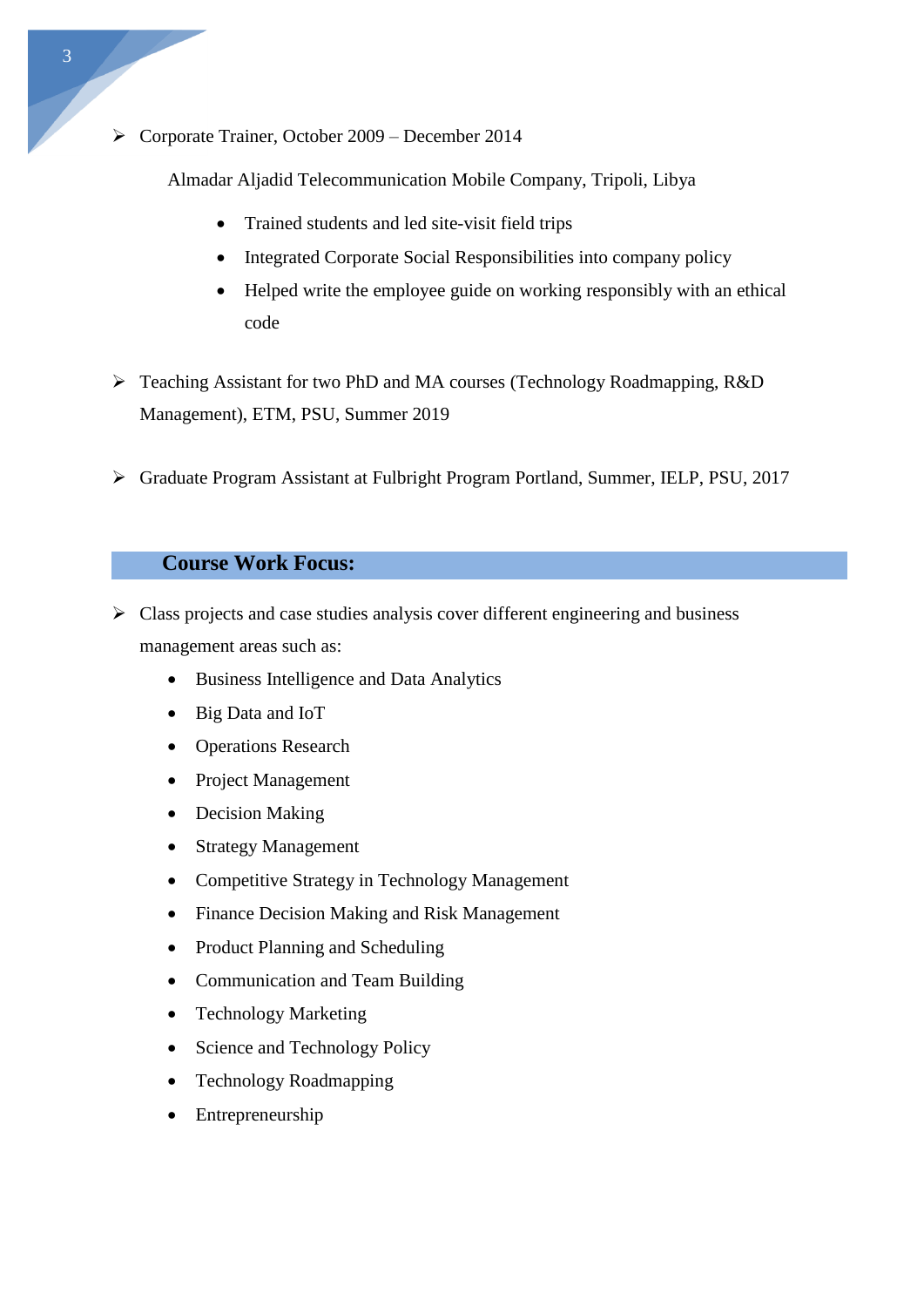- Corporate Trainer, October 2009 – December 2014

  Almadar Aljadid Telecommunication Mobile Company, Tripoli, Libya

  - Trained students and led site-visit field trips
  - Integrated Corporate Social Responsibilities into company policy
  - Helped write the employee guide on working responsibly with an ethical code

- Teaching Assistant for two PhD and MA courses (Technology Roadmapping, R&D Management), ETM, PSU, Summer 2019

- Graduate Program Assistant at Fulbright Program Portland, Summer, IELP, PSU, 2017

## Course Work Focus:

- Class projects and case studies analysis cover different engineering and business management areas such as:
  - Business Intelligence and Data Analytics
  - Big Data and IoT
  - Operations Research
  - Project Management
  - Decision Making
  - Strategy Management
  - Competitive Strategy in Technology Management
  - Finance Decision Making and Risk Management
  - Product Planning and Scheduling
  - Communication and Team Building
  - Technology Marketing
  - Science and Technology Policy
  - Technology Roadmapping
  - Entrepreneurship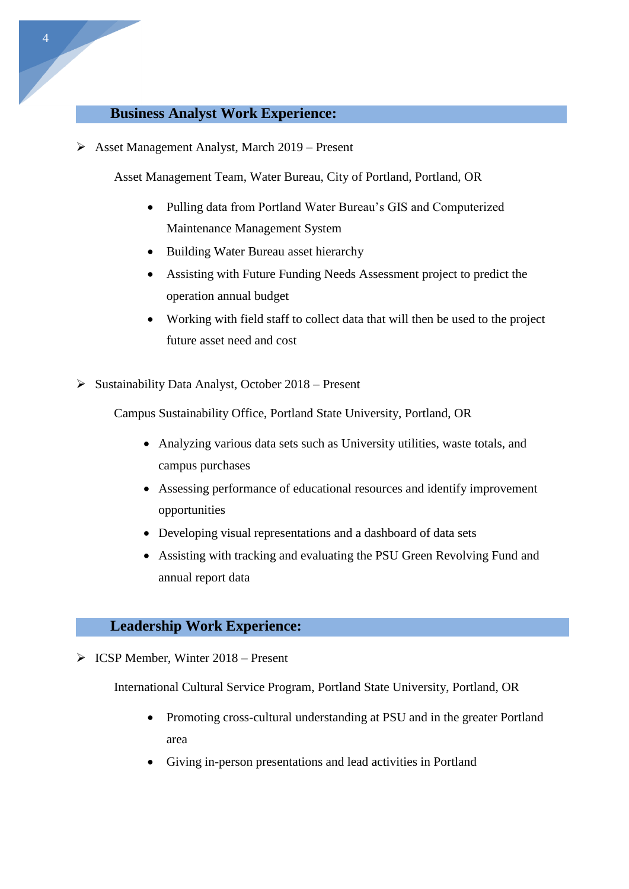## Business Analyst Work Experience:

- Asset Management Analyst, March 2019 – Present

  Asset Management Team, Water Bureau, City of Portland, Portland, OR

  - Pulling data from Portland Water Bureau's GIS and Computerized Maintenance Management System
  - Building Water Bureau asset hierarchy
  - Assisting with Future Funding Needs Assessment project to predict the operation annual budget
  - Working with field staff to collect data that will then be used to the project future asset need and cost

- Sustainability Data Analyst, October 2018 – Present

  Campus Sustainability Office, Portland State University, Portland, OR

  - Analyzing various data sets such as University utilities, waste totals, and campus purchases
  - Assessing performance of educational resources and identify improvement opportunities
  - Developing visual representations and a dashboard of data sets
  - Assisting with tracking and evaluating the PSU Green Revolving Fund and annual report data

## Leadership Work Experience:

- ICSP Member, Winter 2018 – Present

  International Cultural Service Program, Portland State University, Portland, OR

  - Promoting cross-cultural understanding at PSU and in the greater Portland area
  - Giving in-person presentations and lead activities in Portland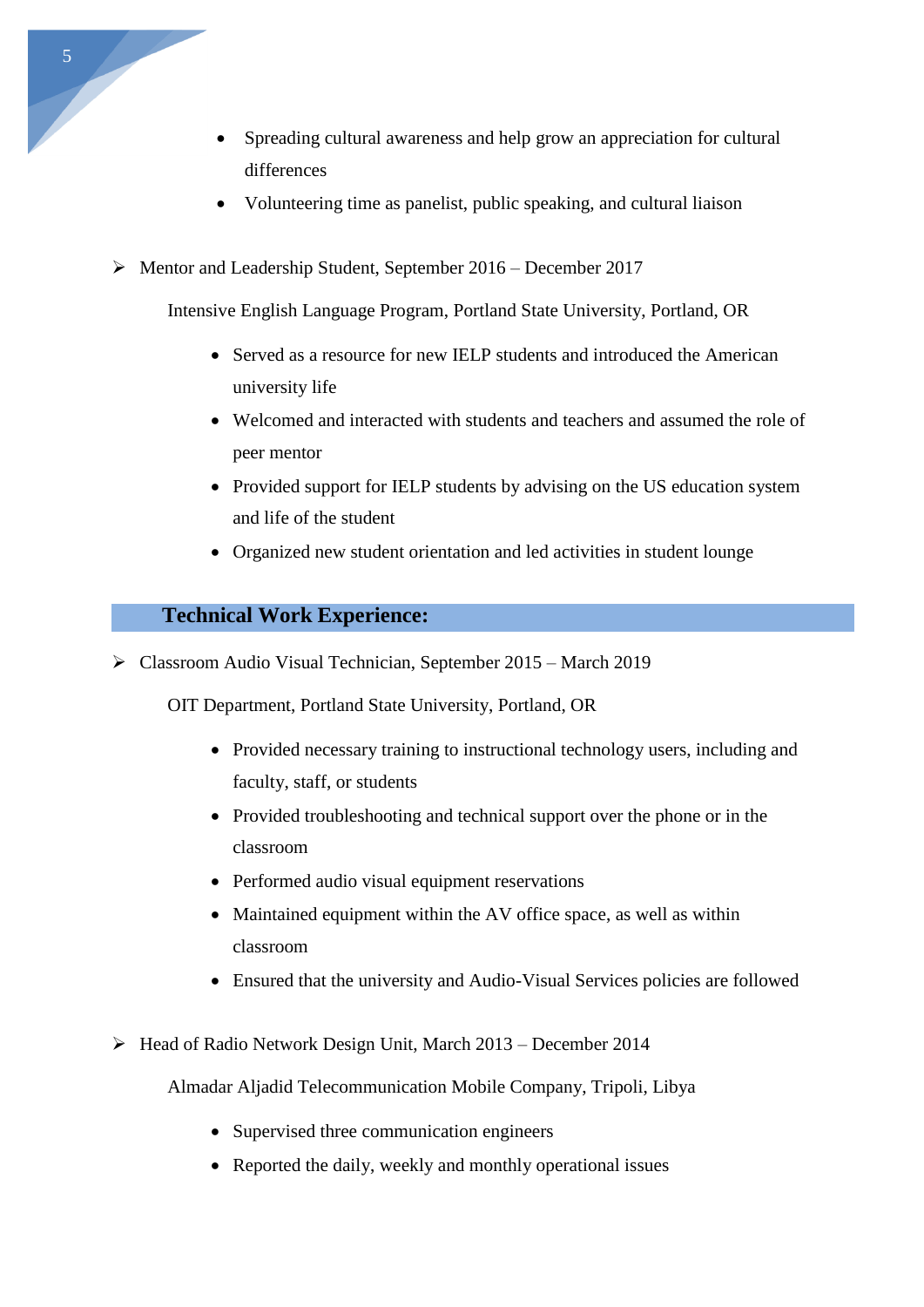- Spreading cultural awareness and help grow an appreciation for cultural differences
- Volunteering time as panelist, public speaking, and cultural liaison

- Mentor and Leadership Student, September 2016 – December 2017

  Intensive English Language Program, Portland State University, Portland, OR

  - Served as a resource for new IELP students and introduced the American university life
  - Welcomed and interacted with students and teachers and assumed the role of peer mentor
  - Provided support for IELP students by advising on the US education system and life of the student
  - Organized new student orientation and led activities in student lounge

## Technical Work Experience:

- Classroom Audio Visual Technician, September 2015 – March 2019

  OIT Department, Portland State University, Portland, OR

  - Provided necessary training to instructional technology users, including and faculty, staff, or students
  - Provided troubleshooting and technical support over the phone or in the classroom
  - Performed audio visual equipment reservations
  - Maintained equipment within the AV office space, as well as within classroom
  - Ensured that the university and Audio-Visual Services policies are followed

- Head of Radio Network Design Unit, March 2013 – December 2014

  Almadar Aljadid Telecommunication Mobile Company, Tripoli, Libya

  - Supervised three communication engineers
  - Reported the daily, weekly and monthly operational issues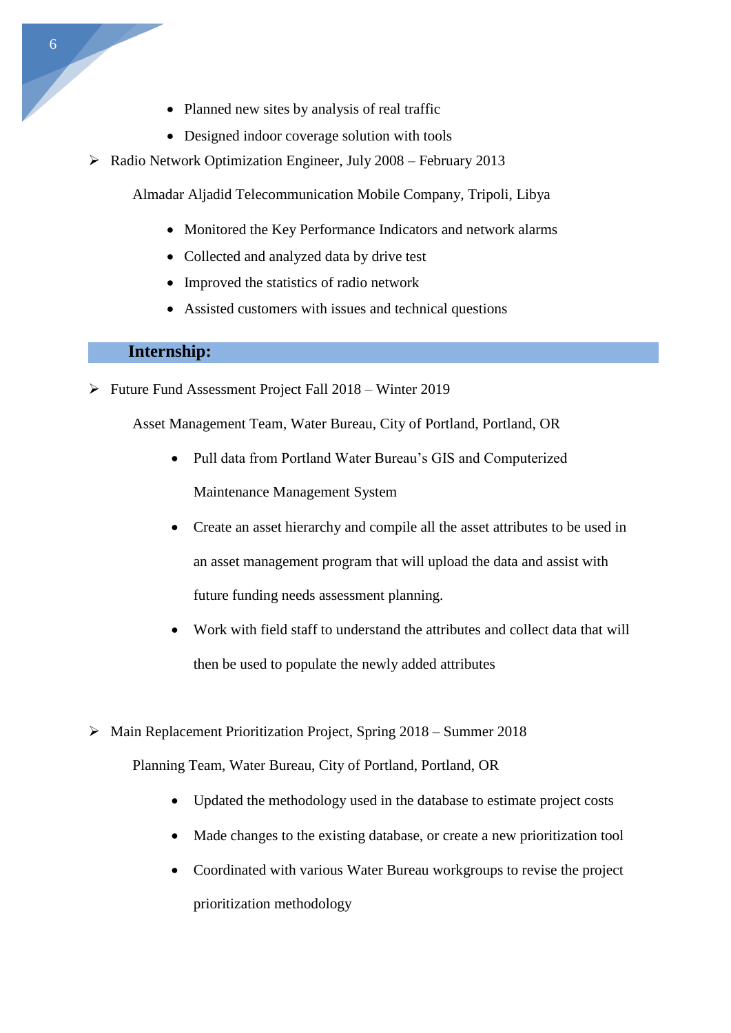- Planned new sites by analysis of real traffic
- Designed indoor coverage solution with tools

➢ Radio Network Optimization Engineer, July 2008 – February 2013

Almadar Aljadid Telecommunication Mobile Company, Tripoli, Libya

- Monitored the Key Performance Indicators and network alarms
- Collected and analyzed data by drive test
- Improved the statistics of radio network
- Assisted customers with issues and technical questions

## Internship:

➢ Future Fund Assessment Project Fall 2018 – Winter 2019

Asset Management Team, Water Bureau, City of Portland, Portland, OR

- Pull data from Portland Water Bureau's GIS and Computerized Maintenance Management System
- Create an asset hierarchy and compile all the asset attributes to be used in an asset management program that will upload the data and assist with future funding needs assessment planning.
- Work with field staff to understand the attributes and collect data that will then be used to populate the newly added attributes

➢ Main Replacement Prioritization Project, Spring 2018 – Summer 2018

Planning Team, Water Bureau, City of Portland, Portland, OR

- Updated the methodology used in the database to estimate project costs
- Made changes to the existing database, or create a new prioritization tool
- Coordinated with various Water Bureau workgroups to revise the project prioritization methodology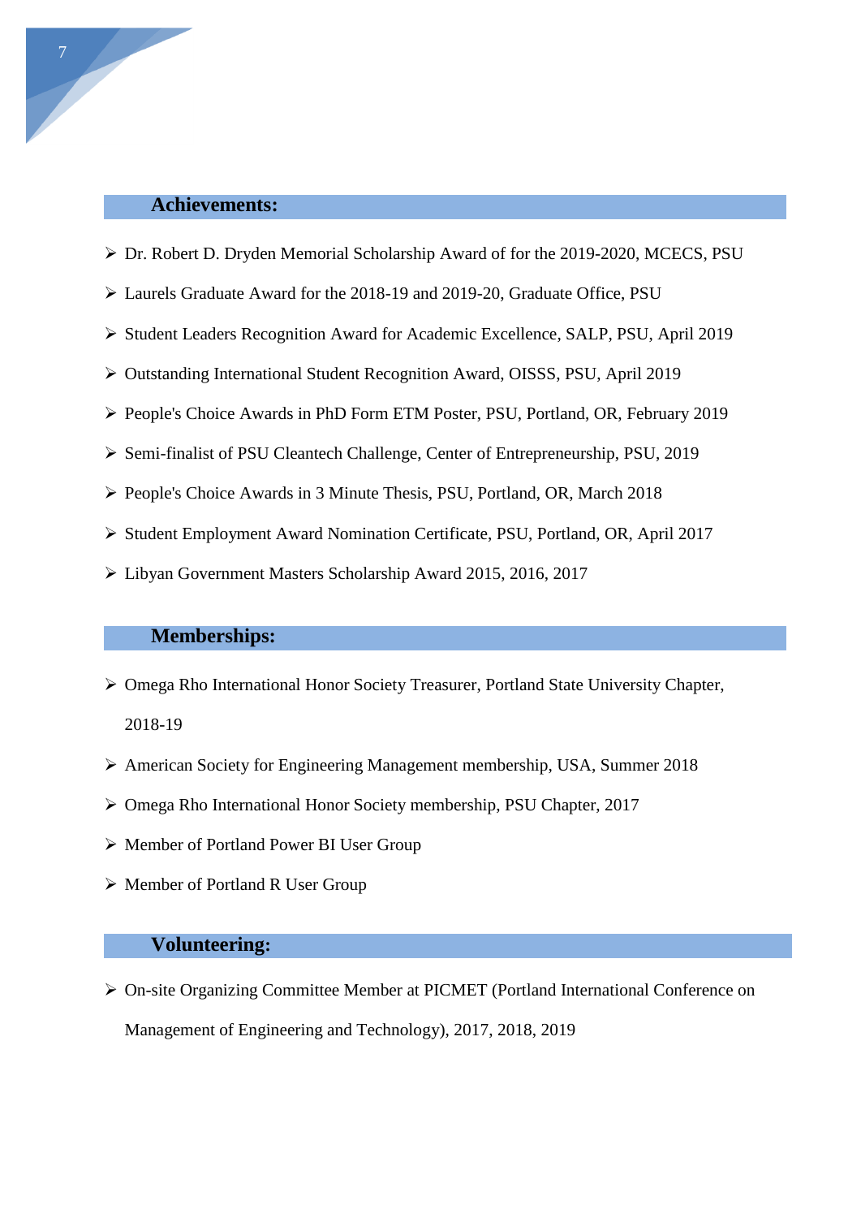## Achievements:

- Dr. Robert D. Dryden Memorial Scholarship Award of for the 2019-2020, MCECS, PSU
- Laurels Graduate Award for the 2018-19 and 2019-20, Graduate Office, PSU
- Student Leaders Recognition Award for Academic Excellence, SALP, PSU, April 2019
- Outstanding International Student Recognition Award, OISSS, PSU, April 2019
- People's Choice Awards in PhD Form ETM Poster, PSU, Portland, OR, February 2019
- Semi-finalist of PSU Cleantech Challenge, Center of Entrepreneurship, PSU, 2019
- People's Choice Awards in 3 Minute Thesis, PSU, Portland, OR, March 2018
- Student Employment Award Nomination Certificate, PSU, Portland, OR, April 2017
- Libyan Government Masters Scholarship Award 2015, 2016, 2017

## Memberships:

- Omega Rho International Honor Society Treasurer, Portland State University Chapter, 2018-19
- American Society for Engineering Management membership, USA, Summer 2018
- Omega Rho International Honor Society membership, PSU Chapter, 2017
- Member of Portland Power BI User Group
- Member of Portland R User Group

## Volunteering:

- On-site Organizing Committee Member at PICMET (Portland International Conference on Management of Engineering and Technology), 2017, 2018, 2019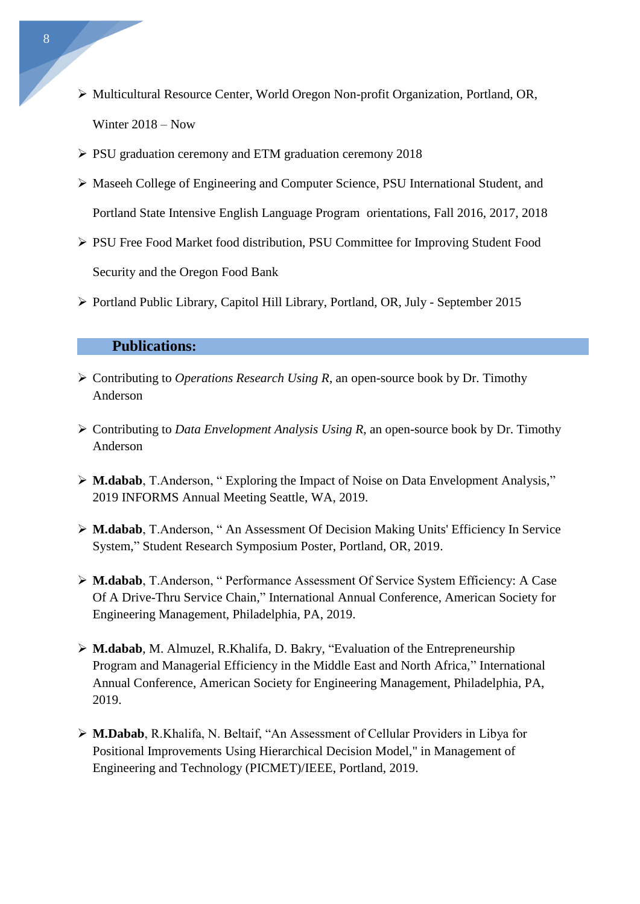- Multicultural Resource Center, World Oregon Non-profit Organization, Portland, OR, Winter 2018 – Now
- PSU graduation ceremony and ETM graduation ceremony 2018
- Maseeh College of Engineering and Computer Science, PSU International Student, and Portland State Intensive English Language Program orientations, Fall 2016, 2017, 2018
- PSU Free Food Market food distribution, PSU Committee for Improving Student Food Security and the Oregon Food Bank
- Portland Public Library, Capitol Hill Library, Portland, OR, July - September 2015

## Publications:

- Contributing to *Operations Research Using R*, an open-source book by Dr. Timothy Anderson
- Contributing to *Data Envelopment Analysis Using R*, an open-source book by Dr. Timothy Anderson
- **M.dabab**, T.Anderson, " Exploring the Impact of Noise on Data Envelopment Analysis," 2019 INFORMS Annual Meeting Seattle, WA, 2019.
- **M.dabab**, T.Anderson, " An Assessment Of Decision Making Units' Efficiency In Service System," Student Research Symposium Poster, Portland, OR, 2019.
- **M.dabab**, T.Anderson, " Performance Assessment Of Service System Efficiency: A Case Of A Drive-Thru Service Chain," International Annual Conference, American Society for Engineering Management, Philadelphia, PA, 2019.
- **M.dabab**, M. Almuzel, R.Khalifa, D. Bakry, "Evaluation of the Entrepreneurship Program and Managerial Efficiency in the Middle East and North Africa," International Annual Conference, American Society for Engineering Management, Philadelphia, PA, 2019.
- **M.Dabab**, R.Khalifa, N. Beltaif, "An Assessment of Cellular Providers in Libya for Positional Improvements Using Hierarchical Decision Model," in Management of Engineering and Technology (PICMET)/IEEE, Portland, 2019.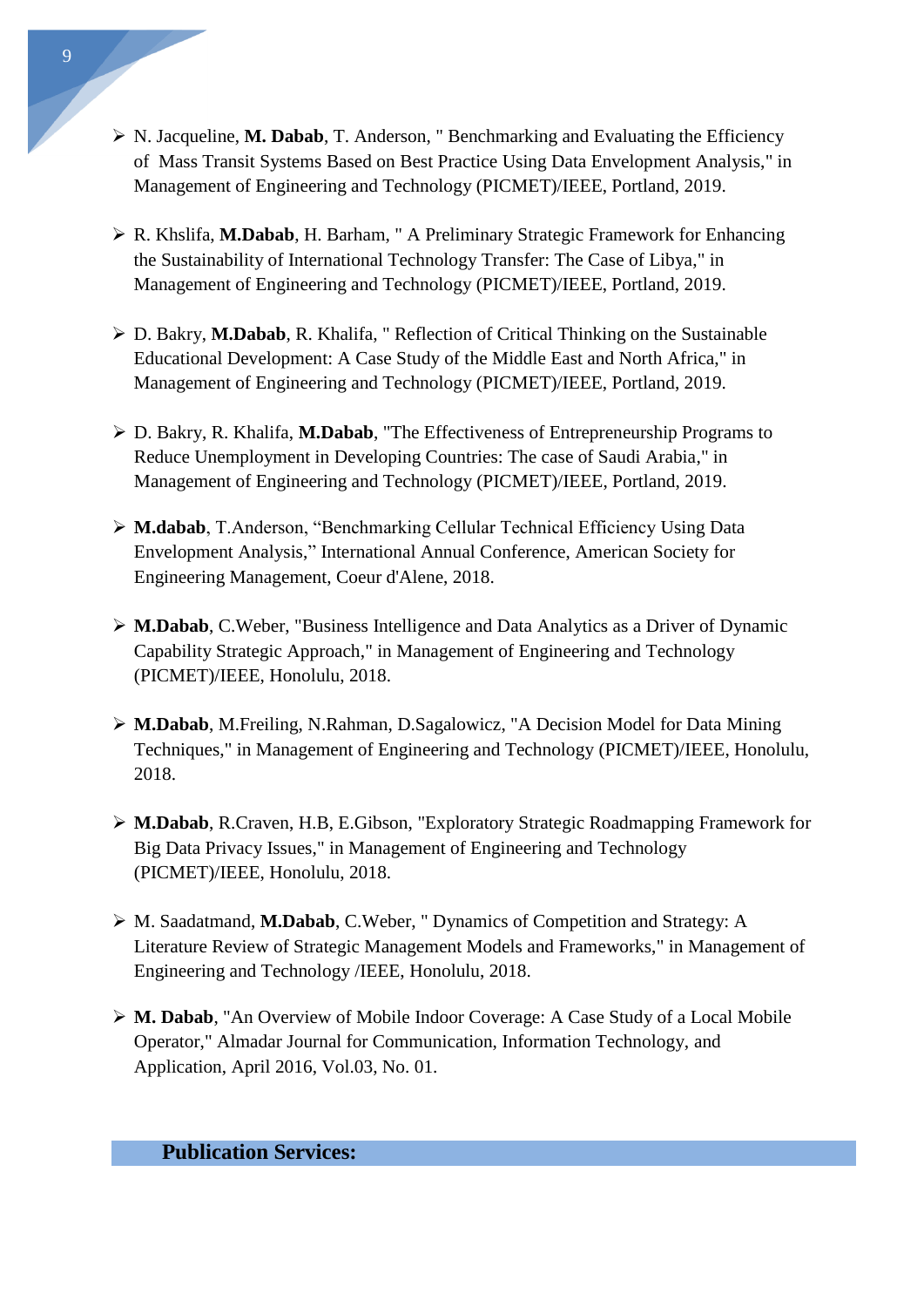- N. Jacqueline, **M. Dabab**, T. Anderson, " Benchmarking and Evaluating the Efficiency of Mass Transit Systems Based on Best Practice Using Data Envelopment Analysis," in Management of Engineering and Technology (PICMET)/IEEE, Portland, 2019.

- R. Khslifa, **M.Dabab**, H. Barham, " A Preliminary Strategic Framework for Enhancing the Sustainability of International Technology Transfer: The Case of Libya," in Management of Engineering and Technology (PICMET)/IEEE, Portland, 2019.

- D. Bakry, **M.Dabab**, R. Khalifa, " Reflection of Critical Thinking on the Sustainable Educational Development: A Case Study of the Middle East and North Africa," in Management of Engineering and Technology (PICMET)/IEEE, Portland, 2019.

- D. Bakry, R. Khalifa, **M.Dabab**, "The Effectiveness of Entrepreneurship Programs to Reduce Unemployment in Developing Countries: The case of Saudi Arabia," in Management of Engineering and Technology (PICMET)/IEEE, Portland, 2019.

- **M.dabab**, T.Anderson, "Benchmarking Cellular Technical Efficiency Using Data Envelopment Analysis," International Annual Conference, American Society for Engineering Management, Coeur d'Alene, 2018.

- **M.Dabab**, C.Weber, "Business Intelligence and Data Analytics as a Driver of Dynamic Capability Strategic Approach," in Management of Engineering and Technology (PICMET)/IEEE, Honolulu, 2018.

- **M.Dabab**, M.Freiling, N.Rahman, D.Sagalowicz, "A Decision Model for Data Mining Techniques," in Management of Engineering and Technology (PICMET)/IEEE, Honolulu, 2018.

- **M.Dabab**, R.Craven, H.B, E.Gibson, "Exploratory Strategic Roadmapping Framework for Big Data Privacy Issues," in Management of Engineering and Technology (PICMET)/IEEE, Honolulu, 2018.

- M. Saadatmand, **M.Dabab**, C.Weber, " Dynamics of Competition and Strategy: A Literature Review of Strategic Management Models and Frameworks," in Management of Engineering and Technology /IEEE, Honolulu, 2018.

- **M. Dabab**, "An Overview of Mobile Indoor Coverage: A Case Study of a Local Mobile Operator," Almadar Journal for Communication, Information Technology, and Application, April 2016, Vol.03, No. 01.

## Publication Services: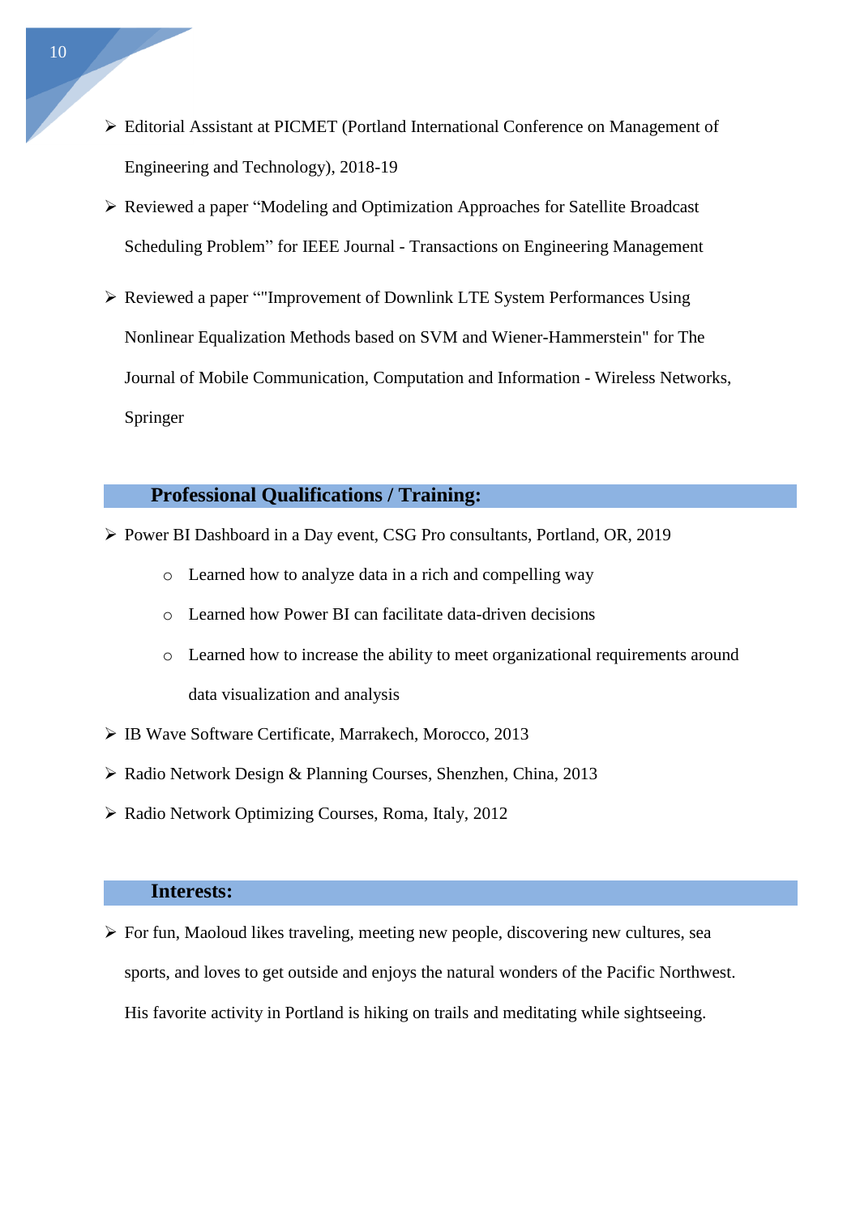- Editorial Assistant at PICMET (Portland International Conference on Management of Engineering and Technology), 2018-19
- Reviewed a paper "Modeling and Optimization Approaches for Satellite Broadcast Scheduling Problem" for IEEE Journal - Transactions on Engineering Management
- Reviewed a paper ""Improvement of Downlink LTE System Performances Using Nonlinear Equalization Methods based on SVM and Wiener-Hammerstein" for The Journal of Mobile Communication, Computation and Information - Wireless Networks, Springer

## Professional Qualifications / Training:

- Power BI Dashboard in a Day event, CSG Pro consultants, Portland, OR, 2019
  - Learned how to analyze data in a rich and compelling way
  - Learned how Power BI can facilitate data-driven decisions
  - Learned how to increase the ability to meet organizational requirements around data visualization and analysis
- IB Wave Software Certificate, Marrakech, Morocco, 2013
- Radio Network Design & Planning Courses, Shenzhen, China, 2013
- Radio Network Optimizing Courses, Roma, Italy, 2012

## Interests:

- For fun, Maoloud likes traveling, meeting new people, discovering new cultures, sea sports, and loves to get outside and enjoys the natural wonders of the Pacific Northwest. His favorite activity in Portland is hiking on trails and meditating while sightseeing.